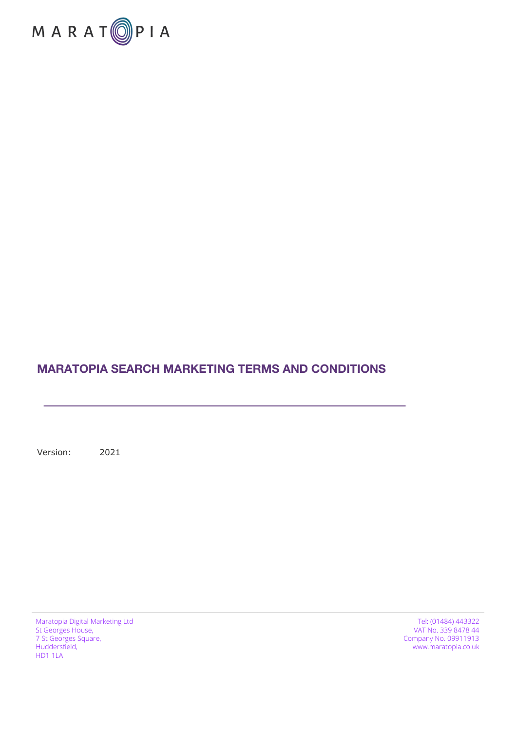MARATOPIA

# MARATOPIA SEARCH MARKETING TERMS AND CONDITIONS

Version: 2021

Maratopia Digital Marketing Ltd
St Georges House,
7 St Georges Square,
Huddersfield,
HD1 1LA

Tel: (01484) 443322
VAT No. 339 8478 44
Company No. 09911913
www.maratopia.co.uk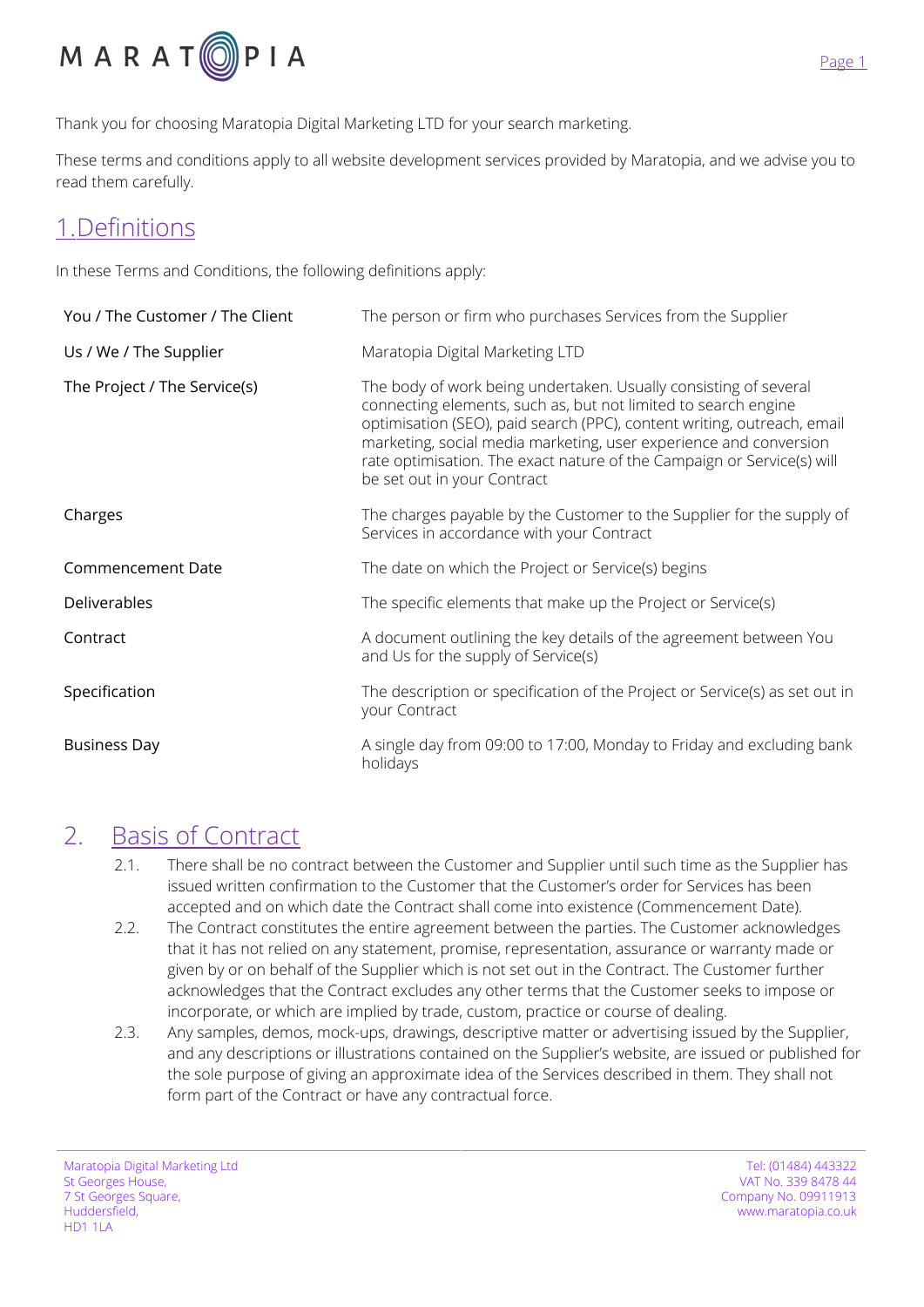Thank you for choosing Maratopia Digital Marketing LTD for your search marketing.

These terms and conditions apply to all website development services provided by Maratopia, and we advise you to read them carefully.

## 1.Definitions

In these Terms and Conditions, the following definitions apply:

| | |
|---|---|
| You / The Customer / The Client | The person or firm who purchases Services from the Supplier |
| Us / We / The Supplier | Maratopia Digital Marketing LTD |
| The Project / The Service(s) | The body of work being undertaken. Usually consisting of several connecting elements, such as, but not limited to search engine optimisation (SEO), paid search (PPC), content writing, outreach, email marketing, social media marketing, user experience and conversion rate optimisation. The exact nature of the Campaign or Service(s) will be set out in your Contract |
| Charges | The charges payable by the Customer to the Supplier for the supply of Services in accordance with your Contract |
| Commencement Date | The date on which the Project or Service(s) begins |
| Deliverables | The specific elements that make up the Project or Service(s) |
| Contract | A document outlining the key details of the agreement between You and Us for the supply of Service(s) |
| Specification | The description or specification of the Project or Service(s) as set out in your Contract |
| Business Day | A single day from 09:00 to 17:00, Monday to Friday and excluding bank holidays |

## 2. Basis of Contract

2.1. There shall be no contract between the Customer and Supplier until such time as the Supplier has issued written confirmation to the Customer that the Customer's order for Services has been accepted and on which date the Contract shall come into existence (Commencement Date).

2.2. The Contract constitutes the entire agreement between the parties. The Customer acknowledges that it has not relied on any statement, promise, representation, assurance or warranty made or given by or on behalf of the Supplier which is not set out in the Contract. The Customer further acknowledges that the Contract excludes any other terms that the Customer seeks to impose or incorporate, or which are implied by trade, custom, practice or course of dealing.

2.3. Any samples, demos, mock-ups, drawings, descriptive matter or advertising issued by the Supplier, and any descriptions or illustrations contained on the Supplier's website, are issued or published for the sole purpose of giving an approximate idea of the Services described in them. They shall not form part of the Contract or have any contractual force.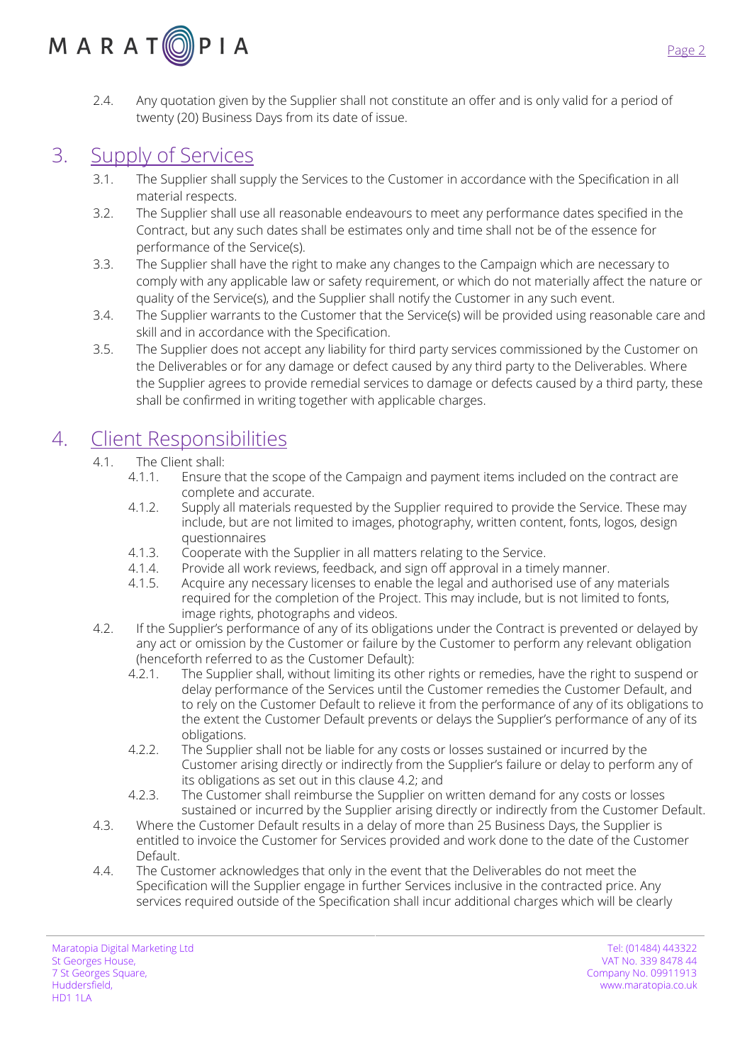2.4. Any quotation given by the Supplier shall not constitute an offer and is only valid for a period of twenty (20) Business Days from its date of issue.

# 3. Supply of Services

3.1. The Supplier shall supply the Services to the Customer in accordance with the Specification in all material respects.

3.2. The Supplier shall use all reasonable endeavours to meet any performance dates specified in the Contract, but any such dates shall be estimates only and time shall not be of the essence for performance of the Service(s).

3.3. The Supplier shall have the right to make any changes to the Campaign which are necessary to comply with any applicable law or safety requirement, or which do not materially affect the nature or quality of the Service(s), and the Supplier shall notify the Customer in any such event.

3.4. The Supplier warrants to the Customer that the Service(s) will be provided using reasonable care and skill and in accordance with the Specification.

3.5. The Supplier does not accept any liability for third party services commissioned by the Customer on the Deliverables or for any damage or defect caused by any third party to the Deliverables. Where the Supplier agrees to provide remedial services to damage or defects caused by a third party, these shall be confirmed in writing together with applicable charges.

# 4. Client Responsibilities

4.1. The Client shall:

4.1.1. Ensure that the scope of the Campaign and payment items included on the contract are complete and accurate.

4.1.2. Supply all materials requested by the Supplier required to provide the Service. These may include, but are not limited to images, photography, written content, fonts, logos, design questionnaires

4.1.3. Cooperate with the Supplier in all matters relating to the Service.

4.1.4. Provide all work reviews, feedback, and sign off approval in a timely manner.

4.1.5. Acquire any necessary licenses to enable the legal and authorised use of any materials required for the completion of the Project. This may include, but is not limited to fonts, image rights, photographs and videos.

4.2. If the Supplier's performance of any of its obligations under the Contract is prevented or delayed by any act or omission by the Customer or failure by the Customer to perform any relevant obligation (henceforth referred to as the Customer Default):

4.2.1. The Supplier shall, without limiting its other rights or remedies, have the right to suspend or delay performance of the Services until the Customer remedies the Customer Default, and to rely on the Customer Default to relieve it from the performance of any of its obligations to the extent the Customer Default prevents or delays the Supplier's performance of any of its obligations.

4.2.2. The Supplier shall not be liable for any costs or losses sustained or incurred by the Customer arising directly or indirectly from the Supplier's failure or delay to perform any of its obligations as set out in this clause 4.2; and

4.2.3. The Customer shall reimburse the Supplier on written demand for any costs or losses sustained or incurred by the Supplier arising directly or indirectly from the Customer Default.

4.3. Where the Customer Default results in a delay of more than 25 Business Days, the Supplier is entitled to invoice the Customer for Services provided and work done to the date of the Customer Default.

4.4. The Customer acknowledges that only in the event that the Deliverables do not meet the Specification will the Supplier engage in further Services inclusive in the contracted price. Any services required outside of the Specification shall incur additional charges which will be clearly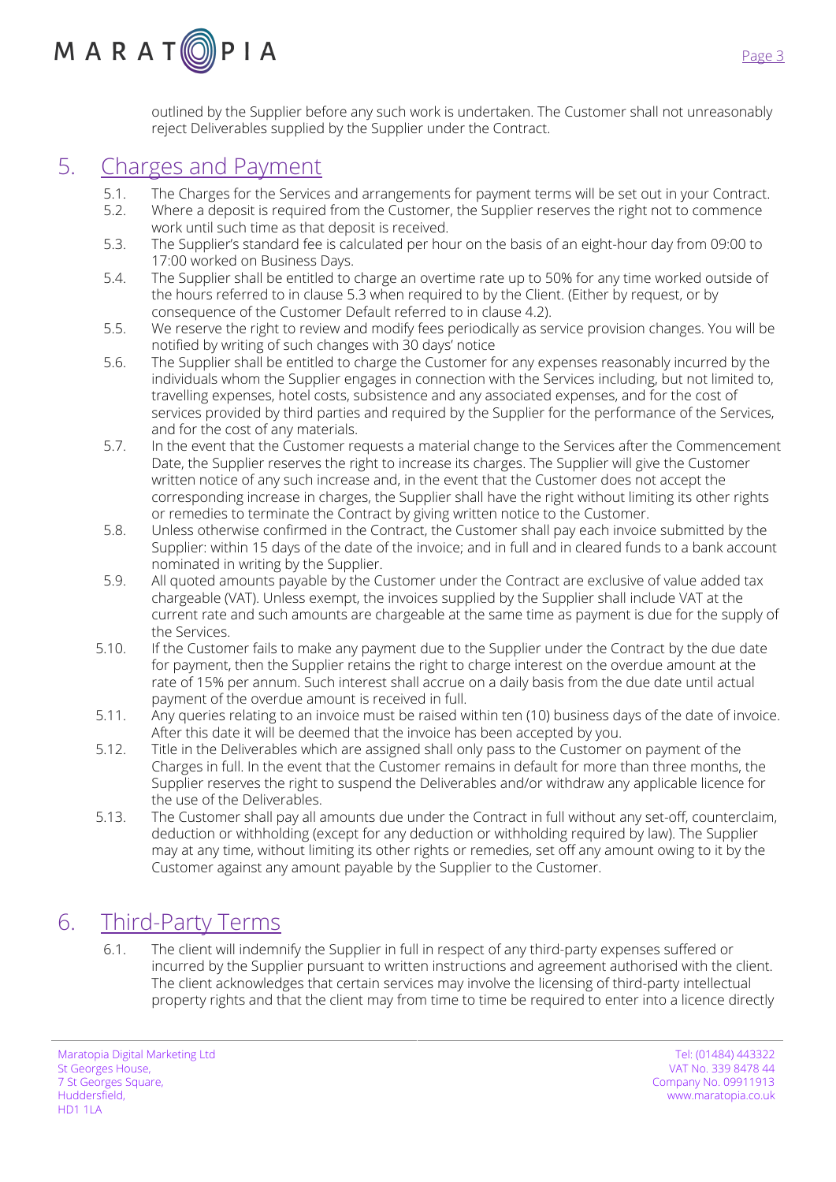outlined by the Supplier before any such work is undertaken. The Customer shall not unreasonably reject Deliverables supplied by the Supplier under the Contract.

## 5. Charges and Payment

5.1. The Charges for the Services and arrangements for payment terms will be set out in your Contract.

5.2. Where a deposit is required from the Customer, the Supplier reserves the right not to commence work until such time as that deposit is received.

5.3. The Supplier's standard fee is calculated per hour on the basis of an eight-hour day from 09:00 to 17:00 worked on Business Days.

5.4. The Supplier shall be entitled to charge an overtime rate up to 50% for any time worked outside of the hours referred to in clause 5.3 when required to by the Client. (Either by request, or by consequence of the Customer Default referred to in clause 4.2).

5.5. We reserve the right to review and modify fees periodically as service provision changes. You will be notified by writing of such changes with 30 days' notice

5.6. The Supplier shall be entitled to charge the Customer for any expenses reasonably incurred by the individuals whom the Supplier engages in connection with the Services including, but not limited to, travelling expenses, hotel costs, subsistence and any associated expenses, and for the cost of services provided by third parties and required by the Supplier for the performance of the Services, and for the cost of any materials.

5.7. In the event that the Customer requests a material change to the Services after the Commencement Date, the Supplier reserves the right to increase its charges. The Supplier will give the Customer written notice of any such increase and, in the event that the Customer does not accept the corresponding increase in charges, the Supplier shall have the right without limiting its other rights or remedies to terminate the Contract by giving written notice to the Customer.

5.8. Unless otherwise confirmed in the Contract, the Customer shall pay each invoice submitted by the Supplier: within 15 days of the date of the invoice; and in full and in cleared funds to a bank account nominated in writing by the Supplier.

5.9. All quoted amounts payable by the Customer under the Contract are exclusive of value added tax chargeable (VAT). Unless exempt, the invoices supplied by the Supplier shall include VAT at the current rate and such amounts are chargeable at the same time as payment is due for the supply of the Services.

5.10. If the Customer fails to make any payment due to the Supplier under the Contract by the due date for payment, then the Supplier retains the right to charge interest on the overdue amount at the rate of 15% per annum. Such interest shall accrue on a daily basis from the due date until actual payment of the overdue amount is received in full.

5.11. Any queries relating to an invoice must be raised within ten (10) business days of the date of invoice. After this date it will be deemed that the invoice has been accepted by you.

5.12. Title in the Deliverables which are assigned shall only pass to the Customer on payment of the Charges in full. In the event that the Customer remains in default for more than three months, the Supplier reserves the right to suspend the Deliverables and/or withdraw any applicable licence for the use of the Deliverables.

5.13. The Customer shall pay all amounts due under the Contract in full without any set-off, counterclaim, deduction or withholding (except for any deduction or withholding required by law). The Supplier may at any time, without limiting its other rights or remedies, set off any amount owing to it by the Customer against any amount payable by the Supplier to the Customer.

## 6. Third-Party Terms

6.1. The client will indemnify the Supplier in full in respect of any third-party expenses suffered or incurred by the Supplier pursuant to written instructions and agreement authorised with the client. The client acknowledges that certain services may involve the licensing of third-party intellectual property rights and that the client may from time to time be required to enter into a licence directly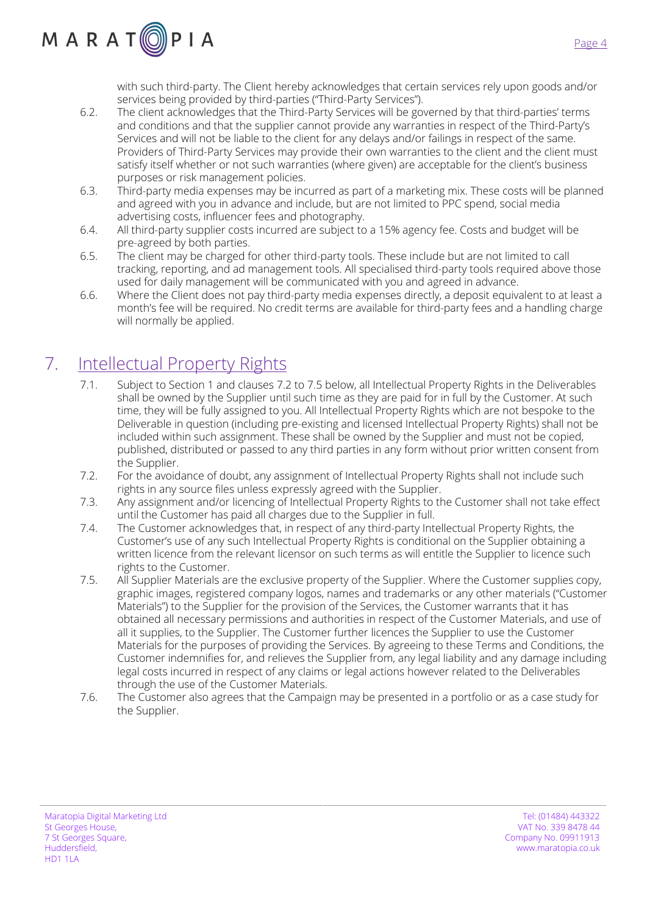with such third-party. The Client hereby acknowledges that certain services rely upon goods and/or services being provided by third-parties ("Third-Party Services").

6.2. The client acknowledges that the Third-Party Services will be governed by that third-parties' terms and conditions and that the supplier cannot provide any warranties in respect of the Third-Party's Services and will not be liable to the client for any delays and/or failings in respect of the same. Providers of Third-Party Services may provide their own warranties to the client and the client must satisfy itself whether or not such warranties (where given) are acceptable for the client's business purposes or risk management policies.

6.3. Third-party media expenses may be incurred as part of a marketing mix. These costs will be planned and agreed with you in advance and include, but are not limited to PPC spend, social media advertising costs, influencer fees and photography.

6.4. All third-party supplier costs incurred are subject to a 15% agency fee. Costs and budget will be pre-agreed by both parties.

6.5. The client may be charged for other third-party tools. These include but are not limited to call tracking, reporting, and ad management tools. All specialised third-party tools required above those used for daily management will be communicated with you and agreed in advance.

6.6. Where the Client does not pay third-party media expenses directly, a deposit equivalent to at least a month's fee will be required. No credit terms are available for third-party fees and a handling charge will normally be applied.

# 7. Intellectual Property Rights

7.1. Subject to Section 1 and clauses 7.2 to 7.5 below, all Intellectual Property Rights in the Deliverables shall be owned by the Supplier until such time as they are paid for in full by the Customer. At such time, they will be fully assigned to you. All Intellectual Property Rights which are not bespoke to the Deliverable in question (including pre-existing and licensed Intellectual Property Rights) shall not be included within such assignment. These shall be owned by the Supplier and must not be copied, published, distributed or passed to any third parties in any form without prior written consent from the Supplier.

7.2. For the avoidance of doubt, any assignment of Intellectual Property Rights shall not include such rights in any source files unless expressly agreed with the Supplier.

7.3. Any assignment and/or licencing of Intellectual Property Rights to the Customer shall not take effect until the Customer has paid all charges due to the Supplier in full.

7.4. The Customer acknowledges that, in respect of any third-party Intellectual Property Rights, the Customer's use of any such Intellectual Property Rights is conditional on the Supplier obtaining a written licence from the relevant licensor on such terms as will entitle the Supplier to licence such rights to the Customer.

7.5. All Supplier Materials are the exclusive property of the Supplier. Where the Customer supplies copy, graphic images, registered company logos, names and trademarks or any other materials ("Customer Materials") to the Supplier for the provision of the Services, the Customer warrants that it has obtained all necessary permissions and authorities in respect of the Customer Materials, and use of all it supplies, to the Supplier. The Customer further licences the Supplier to use the Customer Materials for the purposes of providing the Services. By agreeing to these Terms and Conditions, the Customer indemnifies for, and relieves the Supplier from, any legal liability and any damage including legal costs incurred in respect of any claims or legal actions however related to the Deliverables through the use of the Customer Materials.

7.6. The Customer also agrees that the Campaign may be presented in a portfolio or as a case study for the Supplier.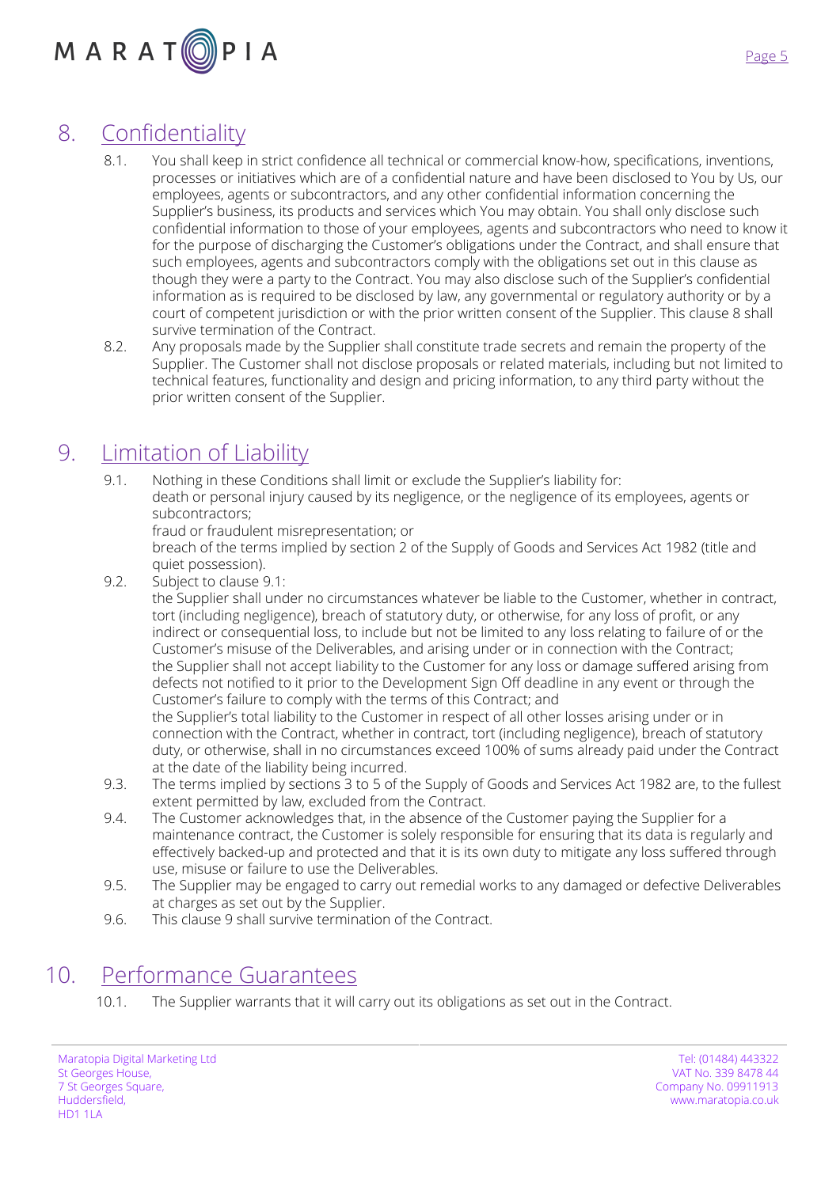## 8. Confidentiality

8.1. You shall keep in strict confidence all technical or commercial know-how, specifications, inventions, processes or initiatives which are of a confidential nature and have been disclosed to You by Us, our employees, agents or subcontractors, and any other confidential information concerning the Supplier's business, its products and services which You may obtain. You shall only disclose such confidential information to those of your employees, agents and subcontractors who need to know it for the purpose of discharging the Customer's obligations under the Contract, and shall ensure that such employees, agents and subcontractors comply with the obligations set out in this clause as though they were a party to the Contract. You may also disclose such of the Supplier's confidential information as is required to be disclosed by law, any governmental or regulatory authority or by a court of competent jurisdiction or with the prior written consent of the Supplier. This clause 8 shall survive termination of the Contract.

8.2. Any proposals made by the Supplier shall constitute trade secrets and remain the property of the Supplier. The Customer shall not disclose proposals or related materials, including but not limited to technical features, functionality and design and pricing information, to any third party without the prior written consent of the Supplier.

## 9. Limitation of Liability

9.1. Nothing in these Conditions shall limit or exclude the Supplier's liability for:
death or personal injury caused by its negligence, or the negligence of its employees, agents or subcontractors;
fraud or fraudulent misrepresentation; or
breach of the terms implied by section 2 of the Supply of Goods and Services Act 1982 (title and quiet possession).

9.2. Subject to clause 9.1:
the Supplier shall under no circumstances whatever be liable to the Customer, whether in contract, tort (including negligence), breach of statutory duty, or otherwise, for any loss of profit, or any indirect or consequential loss, to include but not be limited to any loss relating to failure of or the Customer's misuse of the Deliverables, and arising under or in connection with the Contract;
the Supplier shall not accept liability to the Customer for any loss or damage suffered arising from defects not notified to it prior to the Development Sign Off deadline in any event or through the Customer's failure to comply with the terms of this Contract; and
the Supplier's total liability to the Customer in respect of all other losses arising under or in connection with the Contract, whether in contract, tort (including negligence), breach of statutory duty, or otherwise, shall in no circumstances exceed 100% of sums already paid under the Contract at the date of the liability being incurred.

9.3. The terms implied by sections 3 to 5 of the Supply of Goods and Services Act 1982 are, to the fullest extent permitted by law, excluded from the Contract.

9.4. The Customer acknowledges that, in the absence of the Customer paying the Supplier for a maintenance contract, the Customer is solely responsible for ensuring that its data is regularly and effectively backed-up and protected and that it is its own duty to mitigate any loss suffered through use, misuse or failure to use the Deliverables.

9.5. The Supplier may be engaged to carry out remedial works to any damaged or defective Deliverables at charges as set out by the Supplier.

9.6. This clause 9 shall survive termination of the Contract.

## 10. Performance Guarantees

10.1. The Supplier warrants that it will carry out its obligations as set out in the Contract.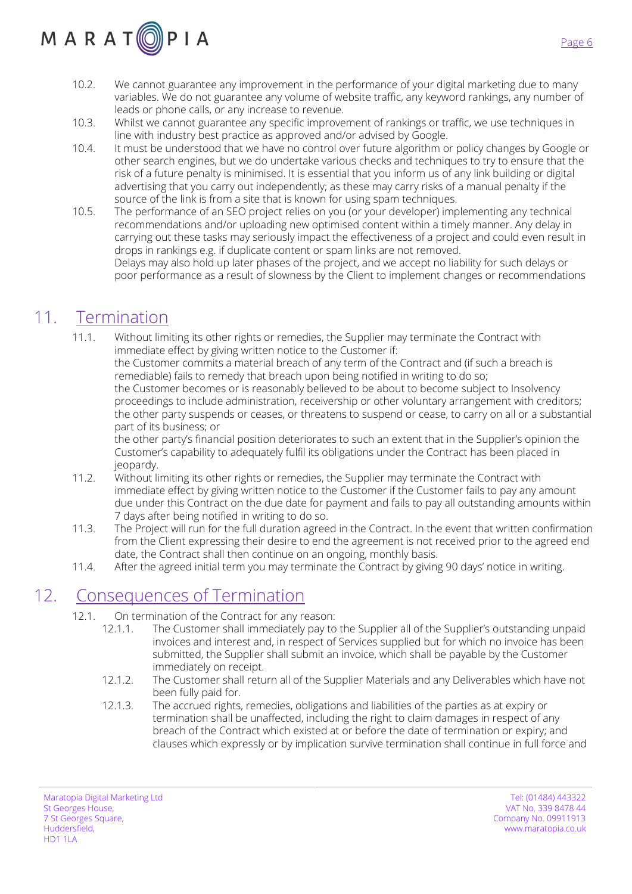10.2. We cannot guarantee any improvement in the performance of your digital marketing due to many variables. We do not guarantee any volume of website traffic, any keyword rankings, any number of leads or phone calls, or any increase to revenue.

10.3. Whilst we cannot guarantee any specific improvement of rankings or traffic, we use techniques in line with industry best practice as approved and/or advised by Google.

10.4. It must be understood that we have no control over future algorithm or policy changes by Google or other search engines, but we do undertake various checks and techniques to try to ensure that the risk of a future penalty is minimised. It is essential that you inform us of any link building or digital advertising that you carry out independently; as these may carry risks of a manual penalty if the source of the link is from a site that is known for using spam techniques.

10.5. The performance of an SEO project relies on you (or your developer) implementing any technical recommendations and/or uploading new optimised content within a timely manner. Any delay in carrying out these tasks may seriously impact the effectiveness of a project and could even result in drops in rankings e.g. if duplicate content or spam links are not removed.
Delays may also hold up later phases of the project, and we accept no liability for such delays or poor performance as a result of slowness by the Client to implement changes or recommendations

## 11. Termination

11.1. Without limiting its other rights or remedies, the Supplier may terminate the Contract with immediate effect by giving written notice to the Customer if:
the Customer commits a material breach of any term of the Contract and (if such a breach is remediable) fails to remedy that breach upon being notified in writing to do so;
the Customer becomes or is reasonably believed to be about to become subject to Insolvency proceedings to include administration, receivership or other voluntary arrangement with creditors;
the other party suspends or ceases, or threatens to suspend or cease, to carry on all or a substantial part of its business; or
the other party's financial position deteriorates to such an extent that in the Supplier's opinion the Customer's capability to adequately fulfil its obligations under the Contract has been placed in jeopardy.

11.2. Without limiting its other rights or remedies, the Supplier may terminate the Contract with immediate effect by giving written notice to the Customer if the Customer fails to pay any amount due under this Contract on the due date for payment and fails to pay all outstanding amounts within 7 days after being notified in writing to do so.

11.3. The Project will run for the full duration agreed in the Contract. In the event that written confirmation from the Client expressing their desire to end the agreement is not received prior to the agreed end date, the Contract shall then continue on an ongoing, monthly basis.

11.4. After the agreed initial term you may terminate the Contract by giving 90 days' notice in writing.

## 12. Consequences of Termination

12.1. On termination of the Contract for any reason:

12.1.1. The Customer shall immediately pay to the Supplier all of the Supplier's outstanding unpaid invoices and interest and, in respect of Services supplied but for which no invoice has been submitted, the Supplier shall submit an invoice, which shall be payable by the Customer immediately on receipt.

12.1.2. The Customer shall return all of the Supplier Materials and any Deliverables which have not been fully paid for.

12.1.3. The accrued rights, remedies, obligations and liabilities of the parties as at expiry or termination shall be unaffected, including the right to claim damages in respect of any breach of the Contract which existed at or before the date of termination or expiry; and clauses which expressly or by implication survive termination shall continue in full force and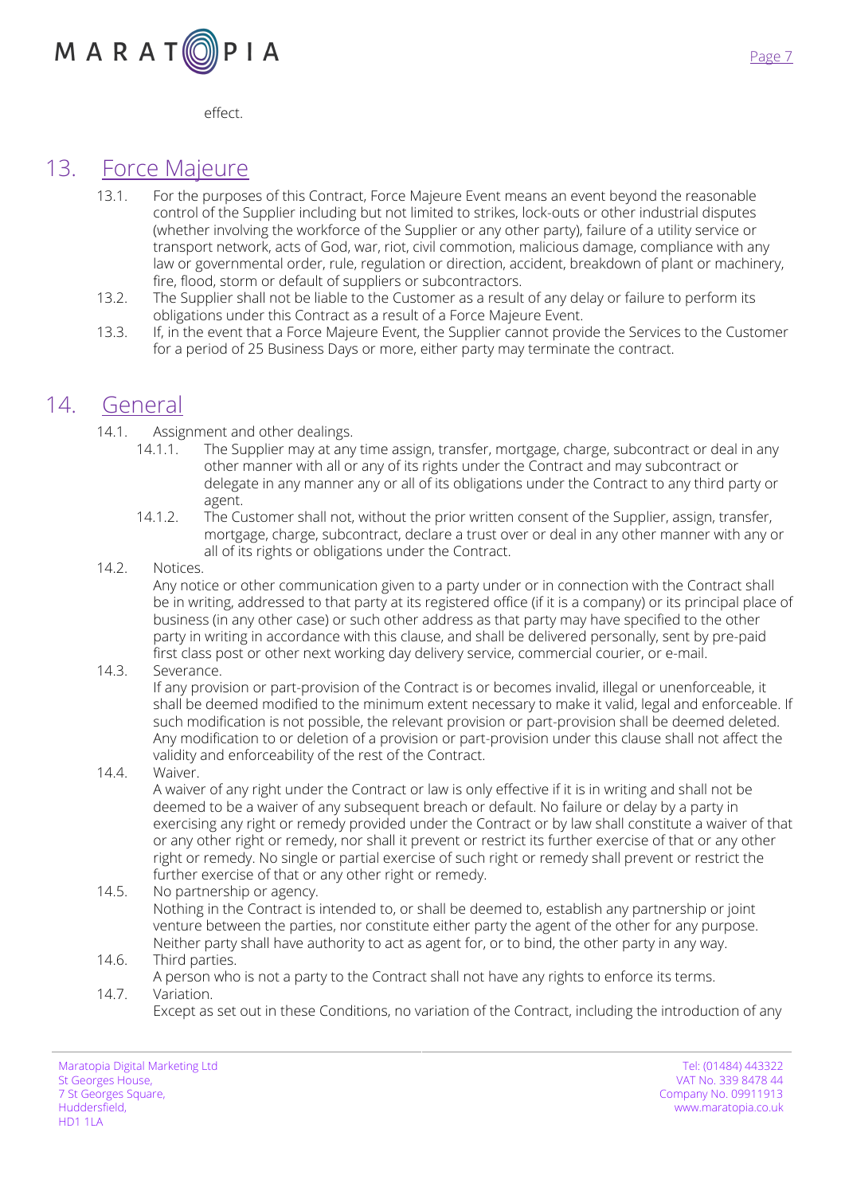effect.

## 13. Force Majeure

13.1. For the purposes of this Contract, Force Majeure Event means an event beyond the reasonable control of the Supplier including but not limited to strikes, lock-outs or other industrial disputes (whether involving the workforce of the Supplier or any other party), failure of a utility service or transport network, acts of God, war, riot, civil commotion, malicious damage, compliance with any law or governmental order, rule, regulation or direction, accident, breakdown of plant or machinery, fire, flood, storm or default of suppliers or subcontractors.

13.2. The Supplier shall not be liable to the Customer as a result of any delay or failure to perform its obligations under this Contract as a result of a Force Majeure Event.

13.3. If, in the event that a Force Majeure Event, the Supplier cannot provide the Services to the Customer for a period of 25 Business Days or more, either party may terminate the contract.

## 14. General

14.1. Assignment and other dealings.

14.1.1. The Supplier may at any time assign, transfer, mortgage, charge, subcontract or deal in any other manner with all or any of its rights under the Contract and may subcontract or delegate in any manner any or all of its obligations under the Contract to any third party or agent.

14.1.2. The Customer shall not, without the prior written consent of the Supplier, assign, transfer, mortgage, charge, subcontract, declare a trust over or deal in any other manner with any or all of its rights or obligations under the Contract.

14.2. Notices.
Any notice or other communication given to a party under or in connection with the Contract shall be in writing, addressed to that party at its registered office (if it is a company) or its principal place of business (in any other case) or such other address as that party may have specified to the other party in writing in accordance with this clause, and shall be delivered personally, sent by pre-paid first class post or other next working day delivery service, commercial courier, or e-mail.

14.3. Severance.
If any provision or part-provision of the Contract is or becomes invalid, illegal or unenforceable, it shall be deemed modified to the minimum extent necessary to make it valid, legal and enforceable. If such modification is not possible, the relevant provision or part-provision shall be deemed deleted. Any modification to or deletion of a provision or part-provision under this clause shall not affect the validity and enforceability of the rest of the Contract.

14.4. Waiver.
A waiver of any right under the Contract or law is only effective if it is in writing and shall not be deemed to be a waiver of any subsequent breach or default. No failure or delay by a party in exercising any right or remedy provided under the Contract or by law shall constitute a waiver of that or any other right or remedy, nor shall it prevent or restrict its further exercise of that or any other right or remedy. No single or partial exercise of such right or remedy shall prevent or restrict the further exercise of that or any other right or remedy.

14.5. No partnership or agency.
Nothing in the Contract is intended to, or shall be deemed to, establish any partnership or joint venture between the parties, nor constitute either party the agent of the other for any purpose. Neither party shall have authority to act as agent for, or to bind, the other party in any way.

14.6. Third parties.
A person who is not a party to the Contract shall not have any rights to enforce its terms.

14.7. Variation.
Except as set out in these Conditions, no variation of the Contract, including the introduction of any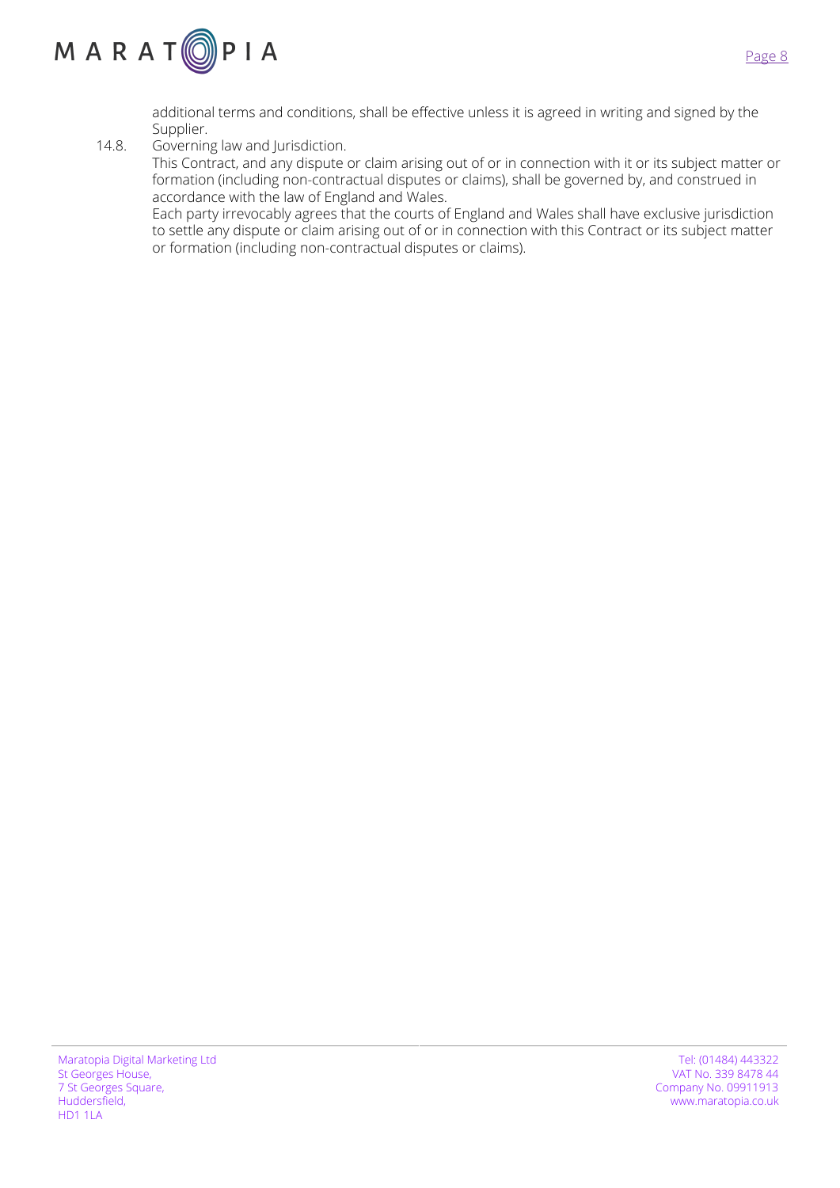additional terms and conditions, shall be effective unless it is agreed in writing and signed by the Supplier.

14.8. Governing law and Jurisdiction.

This Contract, and any dispute or claim arising out of or in connection with it or its subject matter or formation (including non-contractual disputes or claims), shall be governed by, and construed in accordance with the law of England and Wales.

Each party irrevocably agrees that the courts of England and Wales shall have exclusive jurisdiction to settle any dispute or claim arising out of or in connection with this Contract or its subject matter or formation (including non-contractual disputes or claims).